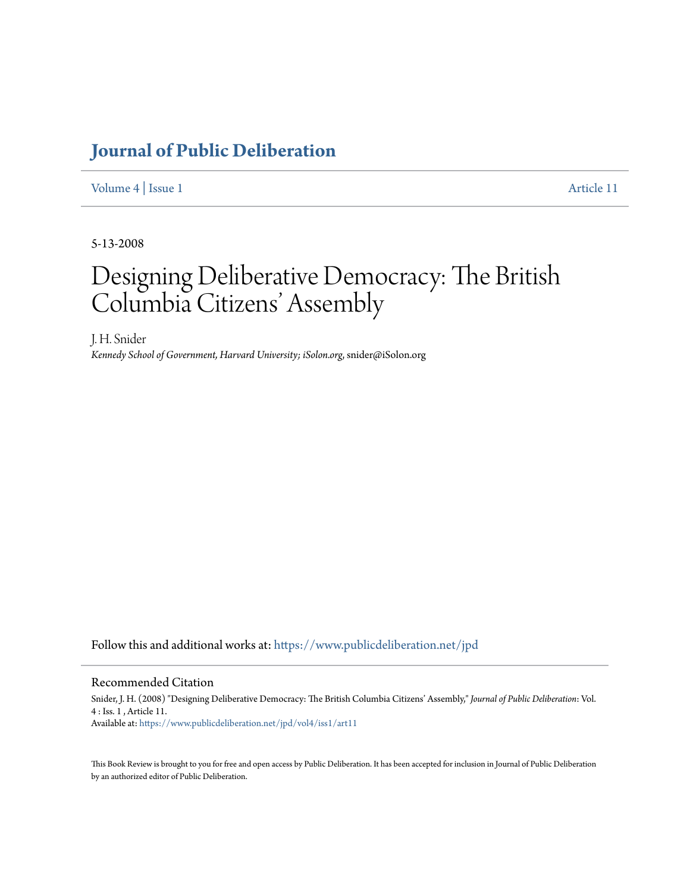# Journal of Public Deliberation

Volume 4 | Issue 1 Article 11

5-13-2008

# Designing Deliberative Democracy: The British Columbia Citizens' Assembly

J. H. Snider
*Kennedy School of Government, Harvard University; iSolon.org*, snider@iSolon.org

Follow this and additional works at: https://www.publicdeliberation.net/jpd

## Recommended Citation

Snider, J. H. (2008) "Designing Deliberative Democracy: The British Columbia Citizens' Assembly," *Journal of Public Deliberation*: Vol. 4 : Iss. 1 , Article 11.
Available at: https://www.publicdeliberation.net/jpd/vol4/iss1/art11

This Book Review is brought to you for free and open access by Public Deliberation. It has been accepted for inclusion in Journal of Public Deliberation by an authorized editor of Public Deliberation.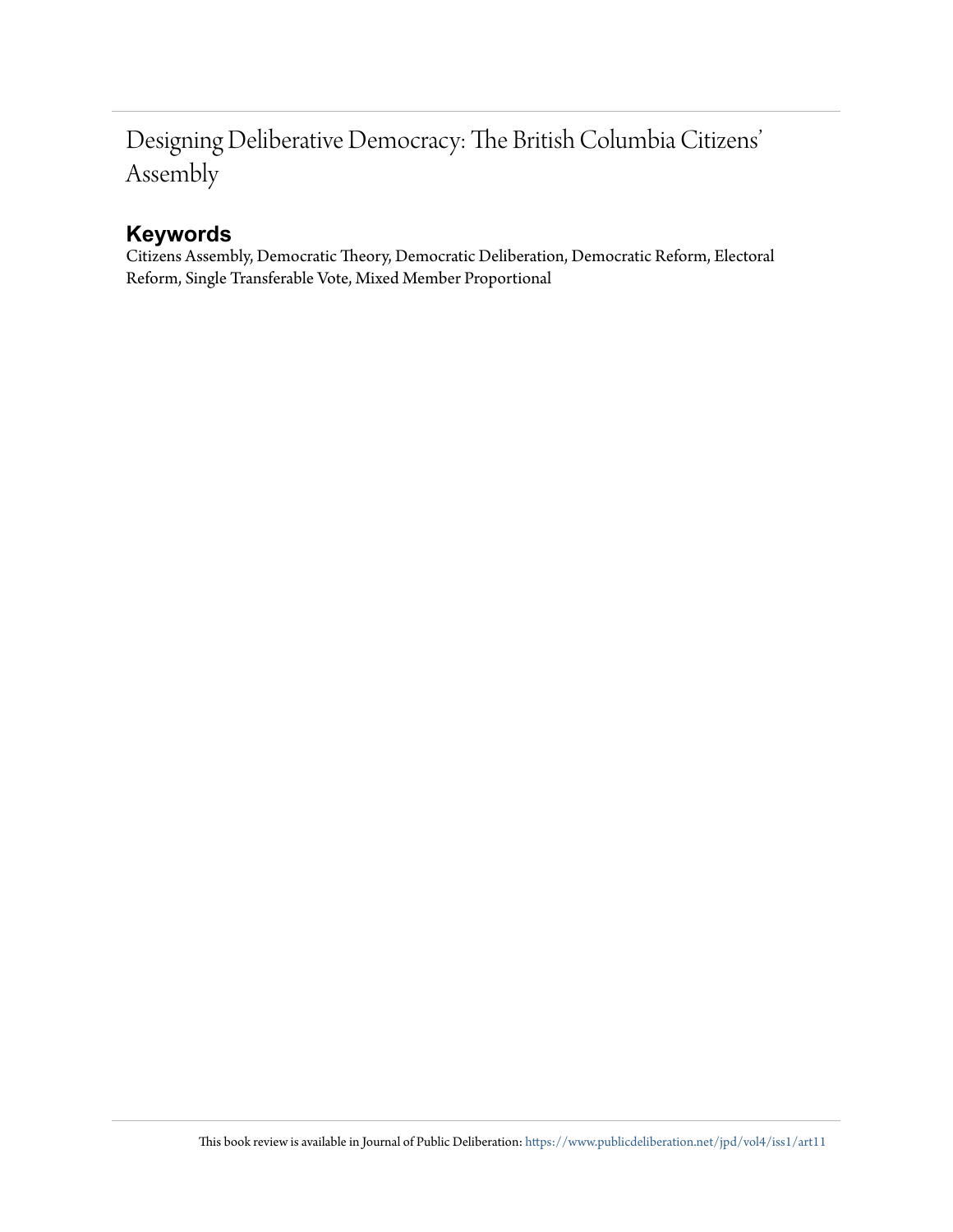# Designing Deliberative Democracy: The British Columbia Citizens' Assembly

## Keywords

Citizens Assembly, Democratic Theory, Democratic Deliberation, Democratic Reform, Electoral Reform, Single Transferable Vote, Mixed Member Proportional

This book review is available in Journal of Public Deliberation: https://www.publicdeliberation.net/jpd/vol4/iss1/art11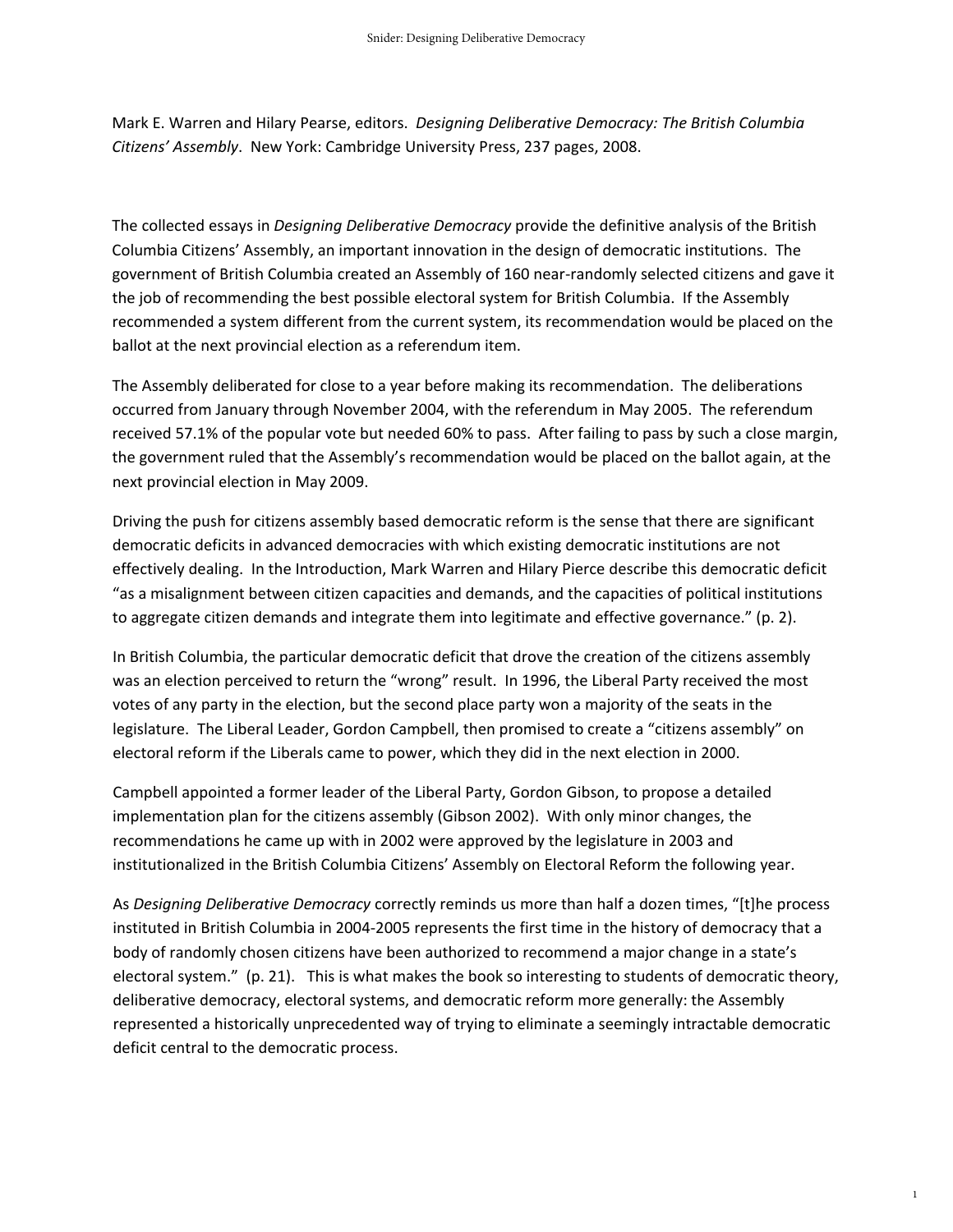Mark E. Warren and Hilary Pearse, editors. *Designing Deliberative Democracy: The British Columbia Citizens' Assembly*. New York: Cambridge University Press, 237 pages, 2008.

The collected essays in *Designing Deliberative Democracy* provide the definitive analysis of the British Columbia Citizens' Assembly, an important innovation in the design of democratic institutions. The government of British Columbia created an Assembly of 160 near-randomly selected citizens and gave it the job of recommending the best possible electoral system for British Columbia. If the Assembly recommended a system different from the current system, its recommendation would be placed on the ballot at the next provincial election as a referendum item.

The Assembly deliberated for close to a year before making its recommendation. The deliberations occurred from January through November 2004, with the referendum in May 2005. The referendum received 57.1% of the popular vote but needed 60% to pass. After failing to pass by such a close margin, the government ruled that the Assembly's recommendation would be placed on the ballot again, at the next provincial election in May 2009.

Driving the push for citizens assembly based democratic reform is the sense that there are significant democratic deficits in advanced democracies with which existing democratic institutions are not effectively dealing. In the Introduction, Mark Warren and Hilary Pierce describe this democratic deficit "as a misalignment between citizen capacities and demands, and the capacities of political institutions to aggregate citizen demands and integrate them into legitimate and effective governance." (p. 2).

In British Columbia, the particular democratic deficit that drove the creation of the citizens assembly was an election perceived to return the "wrong" result. In 1996, the Liberal Party received the most votes of any party in the election, but the second place party won a majority of the seats in the legislature. The Liberal Leader, Gordon Campbell, then promised to create a "citizens assembly" on electoral reform if the Liberals came to power, which they did in the next election in 2000.

Campbell appointed a former leader of the Liberal Party, Gordon Gibson, to propose a detailed implementation plan for the citizens assembly (Gibson 2002). With only minor changes, the recommendations he came up with in 2002 were approved by the legislature in 2003 and institutionalized in the British Columbia Citizens' Assembly on Electoral Reform the following year.

As *Designing Deliberative Democracy* correctly reminds us more than half a dozen times, "[t]he process instituted in British Columbia in 2004-2005 represents the first time in the history of democracy that a body of randomly chosen citizens have been authorized to recommend a major change in a state's electoral system." (p. 21). This is what makes the book so interesting to students of democratic theory, deliberative democracy, electoral systems, and democratic reform more generally: the Assembly represented a historically unprecedented way of trying to eliminate a seemingly intractable democratic deficit central to the democratic process.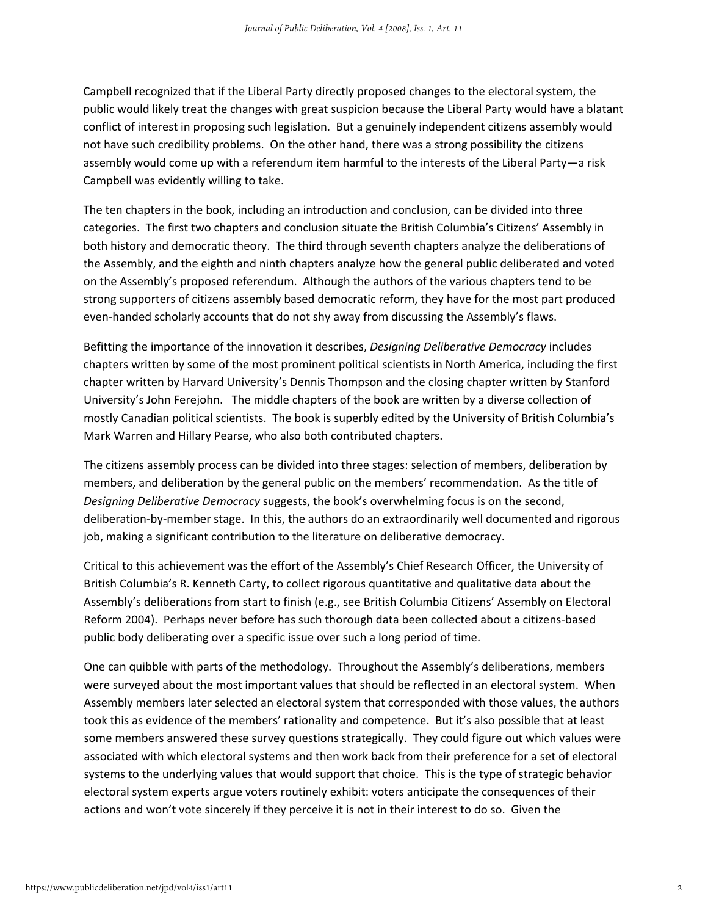Campbell recognized that if the Liberal Party directly proposed changes to the electoral system, the public would likely treat the changes with great suspicion because the Liberal Party would have a blatant conflict of interest in proposing such legislation. But a genuinely independent citizens assembly would not have such credibility problems. On the other hand, there was a strong possibility the citizens assembly would come up with a referendum item harmful to the interests of the Liberal Party—a risk Campbell was evidently willing to take.

The ten chapters in the book, including an introduction and conclusion, can be divided into three categories. The first two chapters and conclusion situate the British Columbia's Citizens' Assembly in both history and democratic theory. The third through seventh chapters analyze the deliberations of the Assembly, and the eighth and ninth chapters analyze how the general public deliberated and voted on the Assembly's proposed referendum. Although the authors of the various chapters tend to be strong supporters of citizens assembly based democratic reform, they have for the most part produced even-handed scholarly accounts that do not shy away from discussing the Assembly's flaws.

Befitting the importance of the innovation it describes, *Designing Deliberative Democracy* includes chapters written by some of the most prominent political scientists in North America, including the first chapter written by Harvard University's Dennis Thompson and the closing chapter written by Stanford University's John Ferejohn. The middle chapters of the book are written by a diverse collection of mostly Canadian political scientists. The book is superbly edited by the University of British Columbia's Mark Warren and Hillary Pearse, who also both contributed chapters.

The citizens assembly process can be divided into three stages: selection of members, deliberation by members, and deliberation by the general public on the members' recommendation. As the title of *Designing Deliberative Democracy* suggests, the book's overwhelming focus is on the second, deliberation-by-member stage. In this, the authors do an extraordinarily well documented and rigorous job, making a significant contribution to the literature on deliberative democracy.

Critical to this achievement was the effort of the Assembly's Chief Research Officer, the University of British Columbia's R. Kenneth Carty, to collect rigorous quantitative and qualitative data about the Assembly's deliberations from start to finish (e.g., see British Columbia Citizens' Assembly on Electoral Reform 2004). Perhaps never before has such thorough data been collected about a citizens-based public body deliberating over a specific issue over such a long period of time.

One can quibble with parts of the methodology. Throughout the Assembly's deliberations, members were surveyed about the most important values that should be reflected in an electoral system. When Assembly members later selected an electoral system that corresponded with those values, the authors took this as evidence of the members' rationality and competence. But it's also possible that at least some members answered these survey questions strategically. They could figure out which values were associated with which electoral systems and then work back from their preference for a set of electoral systems to the underlying values that would support that choice. This is the type of strategic behavior electoral system experts argue voters routinely exhibit: voters anticipate the consequences of their actions and won't vote sincerely if they perceive it is not in their interest to do so. Given the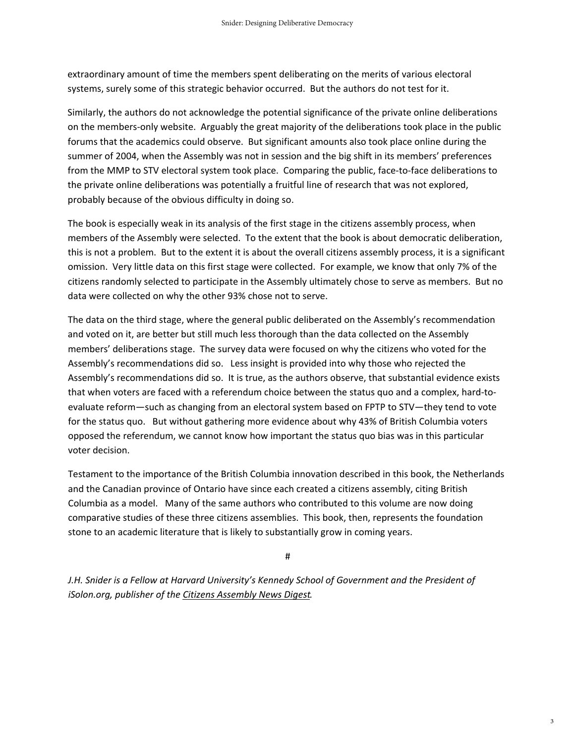extraordinary amount of time the members spent deliberating on the merits of various electoral systems, surely some of this strategic behavior occurred. But the authors do not test for it.

Similarly, the authors do not acknowledge the potential significance of the private online deliberations on the members-only website. Arguably the great majority of the deliberations took place in the public forums that the academics could observe. But significant amounts also took place online during the summer of 2004, when the Assembly was not in session and the big shift in its members' preferences from the MMP to STV electoral system took place. Comparing the public, face-to-face deliberations to the private online deliberations was potentially a fruitful line of research that was not explored, probably because of the obvious difficulty in doing so.

The book is especially weak in its analysis of the first stage in the citizens assembly process, when members of the Assembly were selected. To the extent that the book is about democratic deliberation, this is not a problem. But to the extent it is about the overall citizens assembly process, it is a significant omission. Very little data on this first stage were collected. For example, we know that only 7% of the citizens randomly selected to participate in the Assembly ultimately chose to serve as members. But no data were collected on why the other 93% chose not to serve.

The data on the third stage, where the general public deliberated on the Assembly's recommendation and voted on it, are better but still much less thorough than the data collected on the Assembly members' deliberations stage. The survey data were focused on why the citizens who voted for the Assembly's recommendations did so. Less insight is provided into why those who rejected the Assembly's recommendations did so. It is true, as the authors observe, that substantial evidence exists that when voters are faced with a referendum choice between the status quo and a complex, hard-to-evaluate reform—such as changing from an electoral system based on FPTP to STV—they tend to vote for the status quo. But without gathering more evidence about why 43% of British Columbia voters opposed the referendum, we cannot know how important the status quo bias was in this particular voter decision.

Testament to the importance of the British Columbia innovation described in this book, the Netherlands and the Canadian province of Ontario have since each created a citizens assembly, citing British Columbia as a model. Many of the same authors who contributed to this volume are now doing comparative studies of these three citizens assemblies. This book, then, represents the foundation stone to an academic literature that is likely to substantially grow in coming years.

#

*J.H. Snider is a Fellow at Harvard University's Kennedy School of Government and the President of iSolon.org, publisher of the Citizens Assembly News Digest.*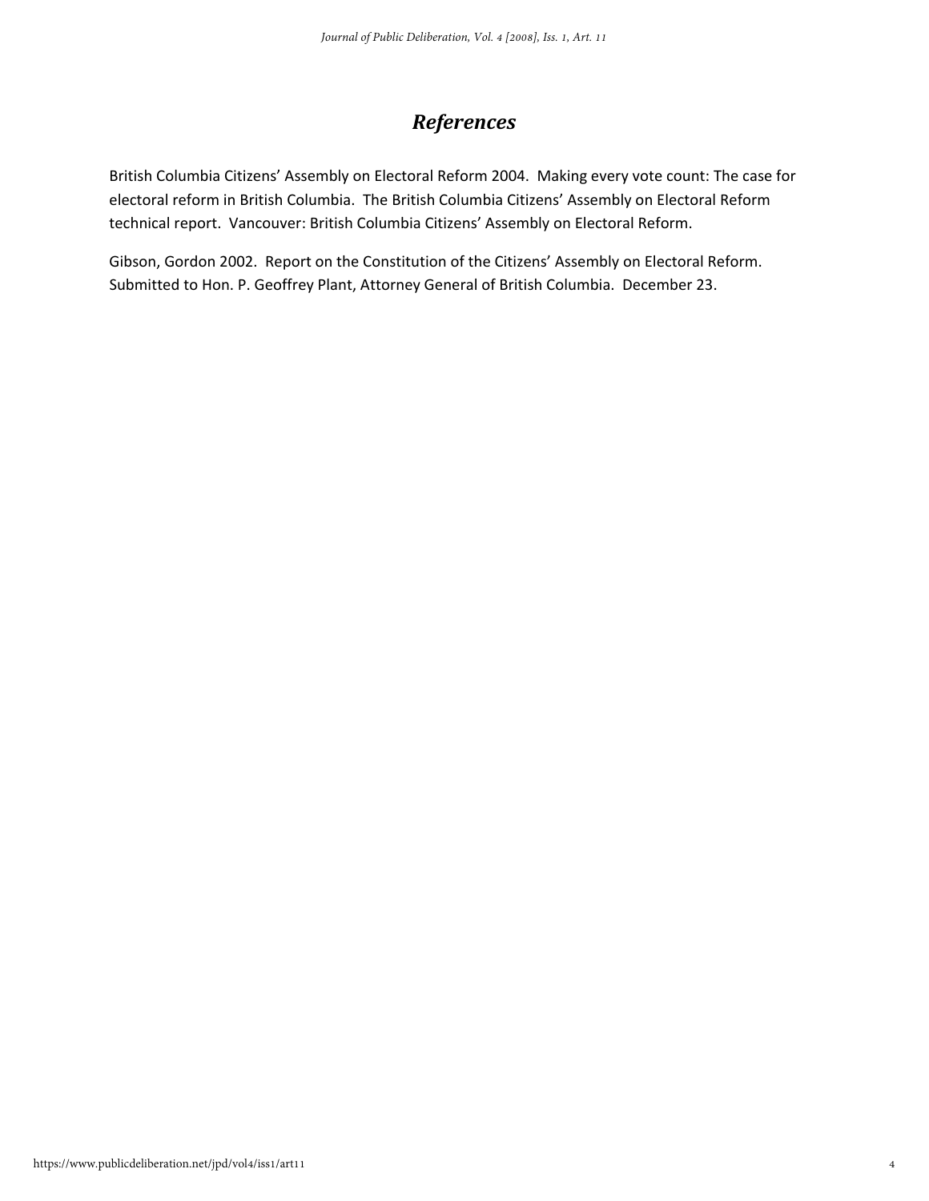# *References*

British Columbia Citizens' Assembly on Electoral Reform 2004. Making every vote count: The case for electoral reform in British Columbia. The British Columbia Citizens' Assembly on Electoral Reform technical report. Vancouver: British Columbia Citizens' Assembly on Electoral Reform.

Gibson, Gordon 2002. Report on the Constitution of the Citizens' Assembly on Electoral Reform. Submitted to Hon. P. Geoffrey Plant, Attorney General of British Columbia. December 23.